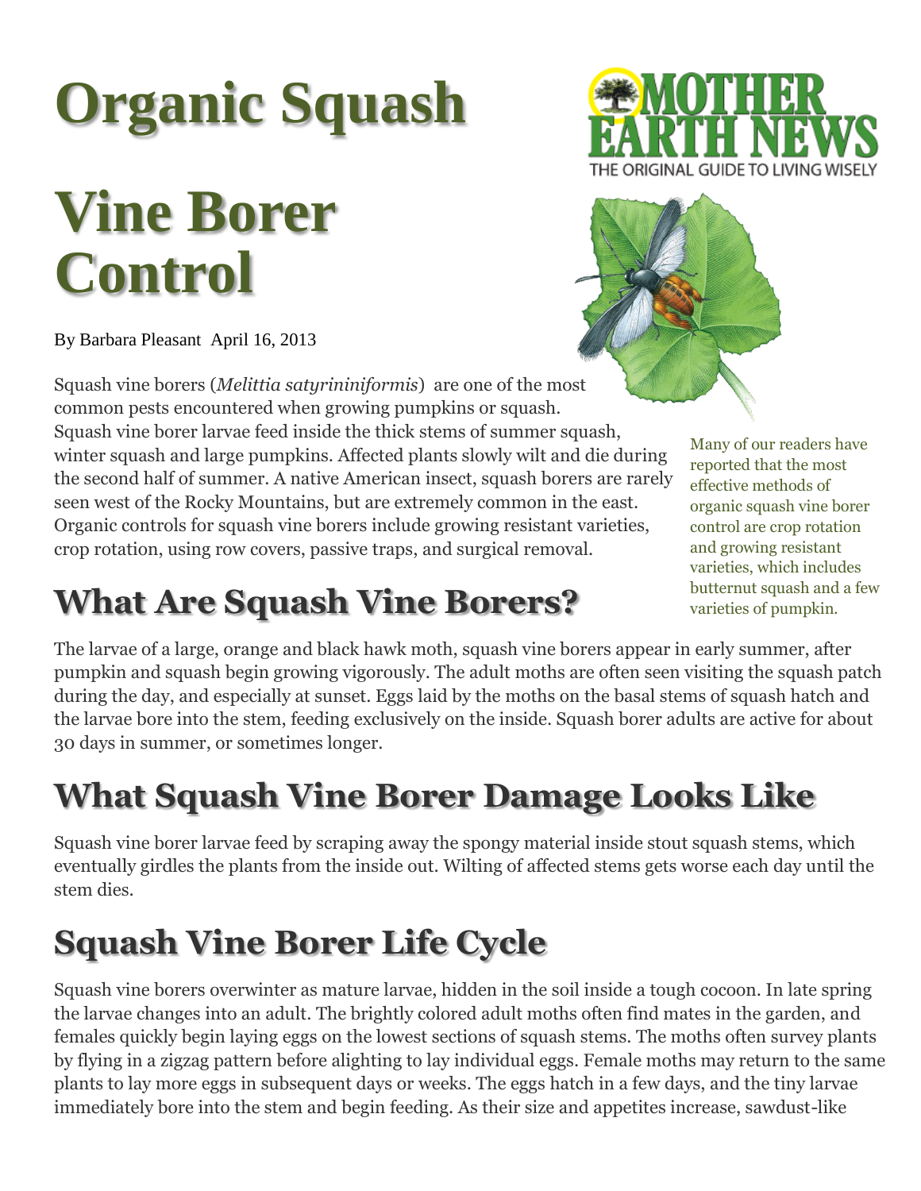# Organic Squash Vine Borer Control

By Barbara Pleasant April 16, 2013

Squash vine borers (*Melittia satyrininiformis*) are one of the most common pests encountered when growing pumpkins or squash. Squash vine borer larvae feed inside the thick stems of summer squash, winter squash and large pumpkins. Affected plants slowly wilt and die during the second half of summer. A native American insect, squash borers are rarely seen west of the Rocky Mountains, but are extremely common in the east. Organic controls for squash vine borers include growing resistant varieties, crop rotation, using row covers, passive traps, and surgical removal.

Many of our readers have reported that the most effective methods of organic squash vine borer control are crop rotation and growing resistant varieties, which includes butternut squash and a few varieties of pumpkin.

## What Are Squash Vine Borers?

The larvae of a large, orange and black hawk moth, squash vine borers appear in early summer, after pumpkin and squash begin growing vigorously. The adult moths are often seen visiting the squash patch during the day, and especially at sunset. Eggs laid by the moths on the basal stems of squash hatch and the larvae bore into the stem, feeding exclusively on the inside. Squash borer adults are active for about 30 days in summer, or sometimes longer.

## What Squash Vine Borer Damage Looks Like

Squash vine borer larvae feed by scraping away the spongy material inside stout squash stems, which eventually girdles the plants from the inside out. Wilting of affected stems gets worse each day until the stem dies.

## Squash Vine Borer Life Cycle

Squash vine borers overwinter as mature larvae, hidden in the soil inside a tough cocoon. In late spring the larvae changes into an adult. The brightly colored adult moths often find mates in the garden, and females quickly begin laying eggs on the lowest sections of squash stems. The moths often survey plants by flying in a zigzag pattern before alighting to lay individual eggs. Female moths may return to the same plants to lay more eggs in subsequent days or weeks. The eggs hatch in a few days, and the tiny larvae immediately bore into the stem and begin feeding. As their size and appetites increase, sawdust-like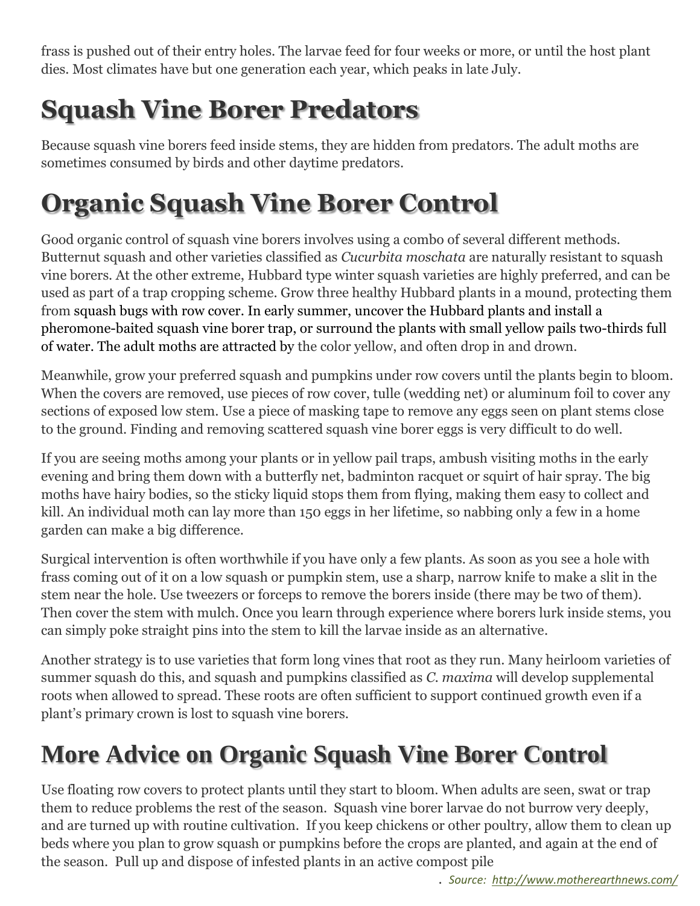frass is pushed out of their entry holes. The larvae feed for four weeks or more, or until the host plant dies. Most climates have but one generation each year, which peaks in late July.

# Squash Vine Borer Predators

Because squash vine borers feed inside stems, they are hidden from predators. The adult moths are sometimes consumed by birds and other daytime predators.

# Organic Squash Vine Borer Control

Good organic control of squash vine borers involves using a combo of several different methods. Butternut squash and other varieties classified as *Cucurbita moschata* are naturally resistant to squash vine borers. At the other extreme, Hubbard type winter squash varieties are highly preferred, and can be used as part of a trap cropping scheme. Grow three healthy Hubbard plants in a mound, protecting them from squash bugs with row cover. In early summer, uncover the Hubbard plants and install a pheromone-baited squash vine borer trap, or surround the plants with small yellow pails two-thirds full of water. The adult moths are attracted by the color yellow, and often drop in and drown.

Meanwhile, grow your preferred squash and pumpkins under row covers until the plants begin to bloom. When the covers are removed, use pieces of row cover, tulle (wedding net) or aluminum foil to cover any sections of exposed low stem. Use a piece of masking tape to remove any eggs seen on plant stems close to the ground. Finding and removing scattered squash vine borer eggs is very difficult to do well.

If you are seeing moths among your plants or in yellow pail traps, ambush visiting moths in the early evening and bring them down with a butterfly net, badminton racquet or squirt of hair spray. The big moths have hairy bodies, so the sticky liquid stops them from flying, making them easy to collect and kill. An individual moth can lay more than 150 eggs in her lifetime, so nabbing only a few in a home garden can make a big difference.

Surgical intervention is often worthwhile if you have only a few plants. As soon as you see a hole with frass coming out of it on a low squash or pumpkin stem, use a sharp, narrow knife to make a slit in the stem near the hole. Use tweezers or forceps to remove the borers inside (there may be two of them). Then cover the stem with mulch. Once you learn through experience where borers lurk inside stems, you can simply poke straight pins into the stem to kill the larvae inside as an alternative.

Another strategy is to use varieties that form long vines that root as they run. Many heirloom varieties of summer squash do this, and squash and pumpkins classified as *C. maxima* will develop supplemental roots when allowed to spread. These roots are often sufficient to support continued growth even if a plant's primary crown is lost to squash vine borers.

# More Advice on Organic Squash Vine Borer Control

Use floating row covers to protect plants until they start to bloom. When adults are seen, swat or trap them to reduce problems the rest of the season. Squash vine borer larvae do not burrow very deeply, and are turned up with routine cultivation. If you keep chickens or other poultry, allow them to clean up beds where you plan to grow squash or pumpkins before the crops are planted, and again at the end of the season. Pull up and dispose of infested plants in an active compost pile

. *Source: http://www.motherearthnews.com/*